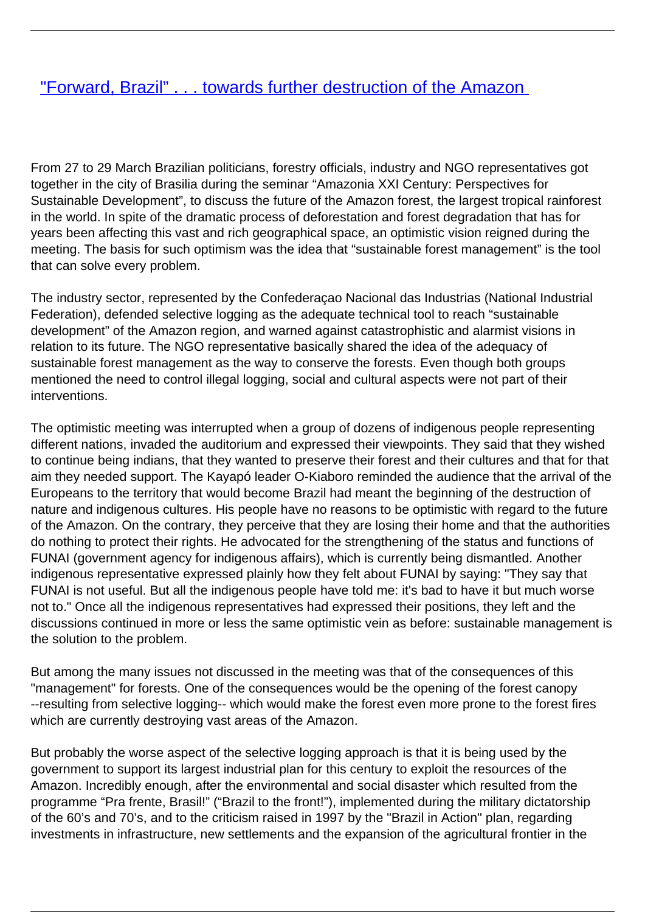# ["Forward, Brazil" . . . towards further destruction of the Amazon]()

From 27 to 29 March Brazilian politicians, forestry officials, industry and NGO representatives got together in the city of Brasilia during the seminar "Amazonia XXI Century: Perspectives for Sustainable Development", to discuss the future of the Amazon forest, the largest tropical rainforest in the world. In spite of the dramatic process of deforestation and forest degradation that has for years been affecting this vast and rich geographical space, an optimistic vision reigned during the meeting. The basis for such optimism was the idea that "sustainable forest management" is the tool that can solve every problem.

The industry sector, represented by the Confederaçao Nacional das Industrias (National Industrial Federation), defended selective logging as the adequate technical tool to reach "sustainable development" of the Amazon region, and warned against catastrophistic and alarmist visions in relation to its future. The NGO representative basically shared the idea of the adequacy of sustainable forest management as the way to conserve the forests. Even though both groups mentioned the need to control illegal logging, social and cultural aspects were not part of their interventions.

The optimistic meeting was interrupted when a group of dozens of indigenous people representing different nations, invaded the auditorium and expressed their viewpoints. They said that they wished to continue being indians, that they wanted to preserve their forest and their cultures and that for that aim they needed support. The Kayapó leader O-Kiaboro reminded the audience that the arrival of the Europeans to the territory that would become Brazil had meant the beginning of the destruction of nature and indigenous cultures. His people have no reasons to be optimistic with regard to the future of the Amazon. On the contrary, they perceive that they are losing their home and that the authorities do nothing to protect their rights. He advocated for the strengthening of the status and functions of FUNAI (government agency for indigenous affairs), which is currently being dismantled. Another indigenous representative expressed plainly how they felt about FUNAI by saying: "They say that FUNAI is not useful. But all the indigenous people have told me: it's bad to have it but much worse not to." Once all the indigenous representatives had expressed their positions, they left and the discussions continued in more or less the same optimistic vein as before: sustainable management is the solution to the problem.

But among the many issues not discussed in the meeting was that of the consequences of this "management" for forests. One of the consequences would be the opening of the forest canopy --resulting from selective logging-- which would make the forest even more prone to the forest fires which are currently destroying vast areas of the Amazon.

But probably the worse aspect of the selective logging approach is that it is being used by the government to support its largest industrial plan for this century to exploit the resources of the Amazon. Incredibly enough, after the environmental and social disaster which resulted from the programme "Pra frente, Brasil!" ("Brazil to the front!"), implemented during the military dictatorship of the 60's and 70's, and to the criticism raised in 1997 by the "Brazil in Action" plan, regarding investments in infrastructure, new settlements and the expansion of the agricultural frontier in the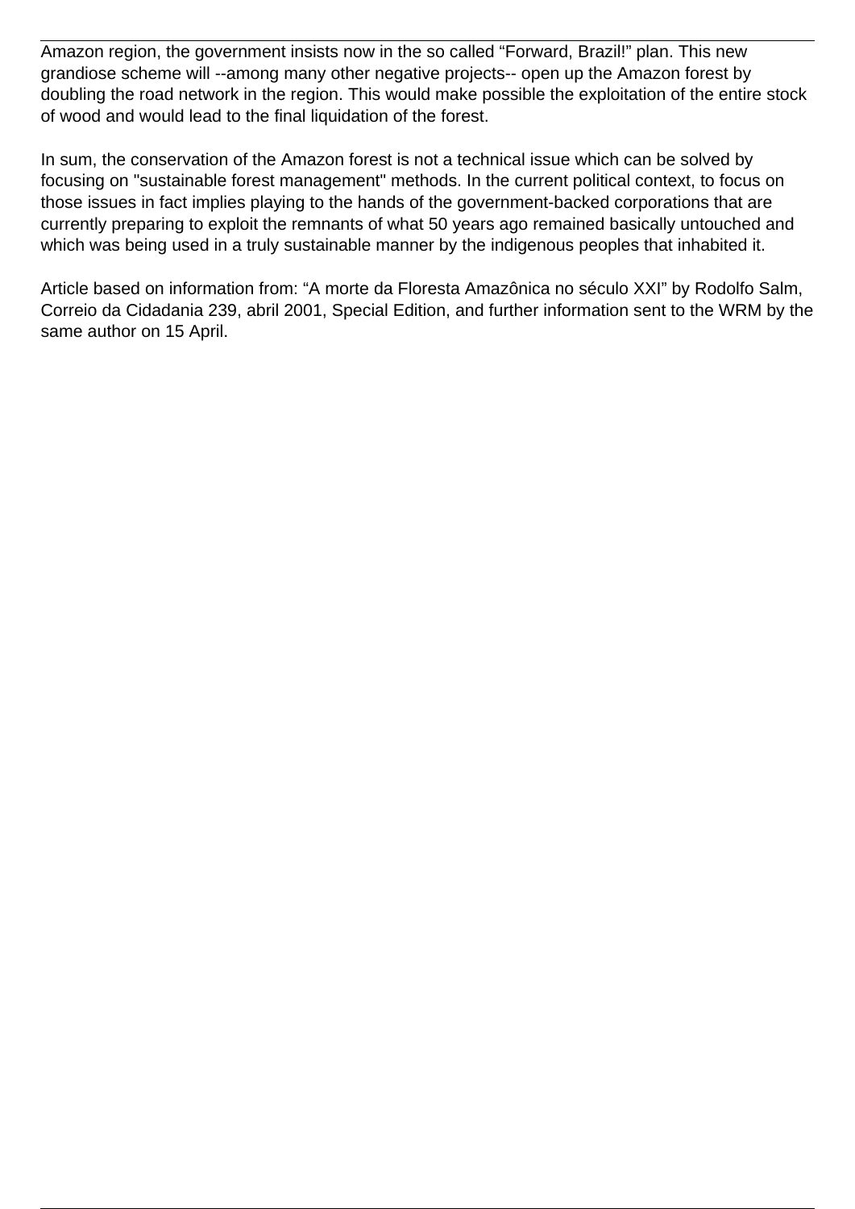Amazon region, the government insists now in the so called “Forward, Brazil!” plan. This new grandiose scheme will --among many other negative projects-- open up the Amazon forest by doubling the road network in the region. This would make possible the exploitation of the entire stock of wood and would lead to the final liquidation of the forest.

In sum, the conservation of the Amazon forest is not a technical issue which can be solved by focusing on "sustainable forest management" methods. In the current political context, to focus on those issues in fact implies playing to the hands of the government-backed corporations that are currently preparing to exploit the remnants of what 50 years ago remained basically untouched and which was being used in a truly sustainable manner by the indigenous peoples that inhabited it.

Article based on information from: “A morte da Floresta Amazônica no século XXI” by Rodolfo Salm, Correio da Cidadania 239, abril 2001, Special Edition, and further information sent to the WRM by the same author on 15 April.